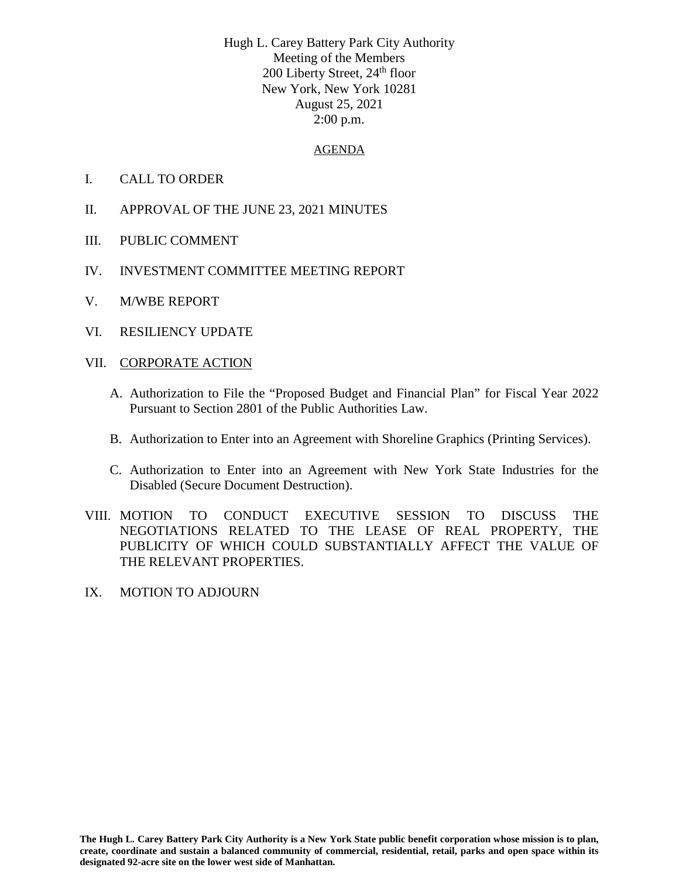Hugh L. Carey Battery Park City Authority
Meeting of the Members
200 Liberty Street, 24th floor
New York, New York 10281
August 25, 2021
2:00 p.m.

## AGENDA

I. CALL TO ORDER

II. APPROVAL OF THE JUNE 23, 2021 MINUTES

III. PUBLIC COMMENT

IV. INVESTMENT COMMITTEE MEETING REPORT

V. M/WBE REPORT

VI. RESILIENCY UPDATE

VII. CORPORATE ACTION

A. Authorization to File the "Proposed Budget and Financial Plan" for Fiscal Year 2022 Pursuant to Section 2801 of the Public Authorities Law.

B. Authorization to Enter into an Agreement with Shoreline Graphics (Printing Services).

C. Authorization to Enter into an Agreement with New York State Industries for the Disabled (Secure Document Destruction).

VIII. MOTION TO CONDUCT EXECUTIVE SESSION TO DISCUSS THE NEGOTIATIONS RELATED TO THE LEASE OF REAL PROPERTY, THE PUBLICITY OF WHICH COULD SUBSTANTIALLY AFFECT THE VALUE OF THE RELEVANT PROPERTIES.

IX. MOTION TO ADJOURN

**The Hugh L. Carey Battery Park City Authority is a New York State public benefit corporation whose mission is to plan, create, coordinate and sustain a balanced community of commercial, residential, retail, parks and open space within its designated 92-acre site on the lower west side of Manhattan.**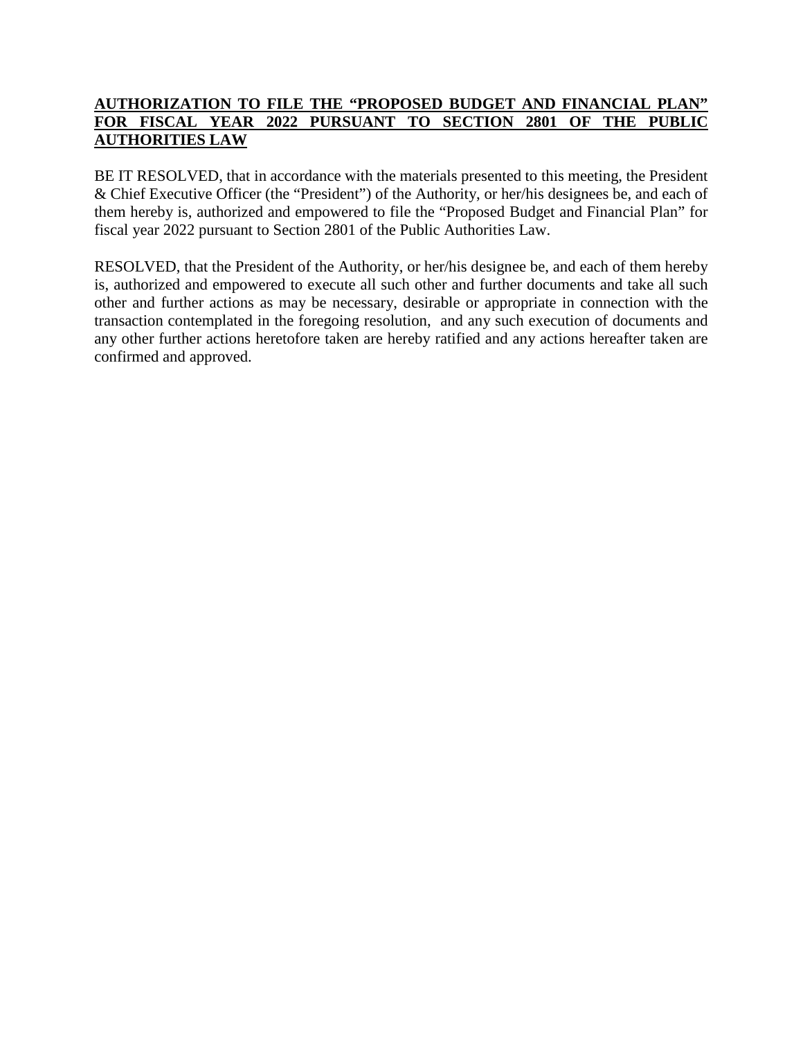**AUTHORIZATION TO FILE THE "PROPOSED BUDGET AND FINANCIAL PLAN" FOR FISCAL YEAR 2022 PURSUANT TO SECTION 2801 OF THE PUBLIC AUTHORITIES LAW**

BE IT RESOLVED, that in accordance with the materials presented to this meeting, the President & Chief Executive Officer (the "President") of the Authority, or her/his designees be, and each of them hereby is, authorized and empowered to file the "Proposed Budget and Financial Plan" for fiscal year 2022 pursuant to Section 2801 of the Public Authorities Law.

RESOLVED, that the President of the Authority, or her/his designee be, and each of them hereby is, authorized and empowered to execute all such other and further documents and take all such other and further actions as may be necessary, desirable or appropriate in connection with the transaction contemplated in the foregoing resolution, and any such execution of documents and any other further actions heretofore taken are hereby ratified and any actions hereafter taken are confirmed and approved.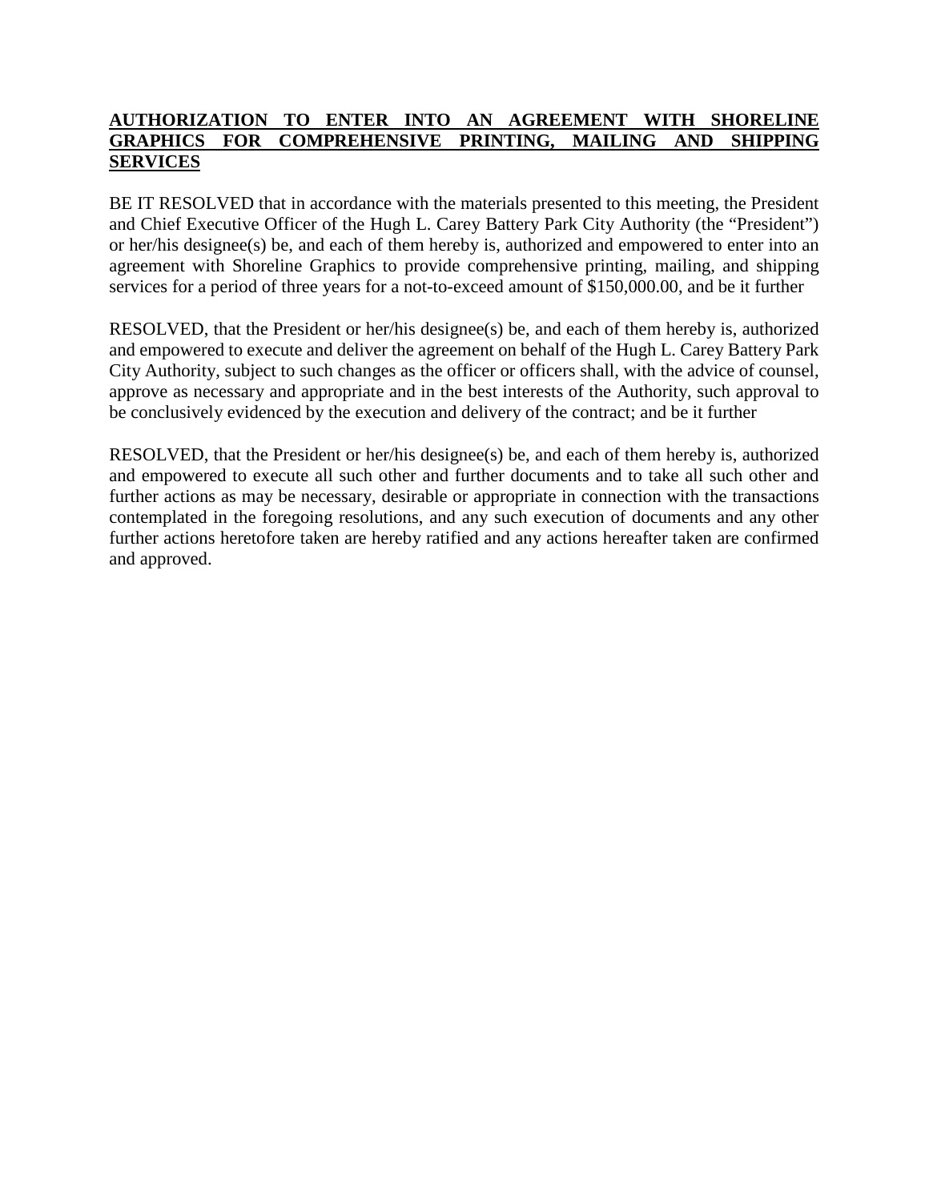**AUTHORIZATION TO ENTER INTO AN AGREEMENT WITH SHORELINE GRAPHICS FOR COMPREHENSIVE PRINTING, MAILING AND SHIPPING SERVICES**

BE IT RESOLVED that in accordance with the materials presented to this meeting, the President and Chief Executive Officer of the Hugh L. Carey Battery Park City Authority (the "President") or her/his designee(s) be, and each of them hereby is, authorized and empowered to enter into an agreement with Shoreline Graphics to provide comprehensive printing, mailing, and shipping services for a period of three years for a not-to-exceed amount of $150,000.00, and be it further

RESOLVED, that the President or her/his designee(s) be, and each of them hereby is, authorized and empowered to execute and deliver the agreement on behalf of the Hugh L. Carey Battery Park City Authority, subject to such changes as the officer or officers shall, with the advice of counsel, approve as necessary and appropriate and in the best interests of the Authority, such approval to be conclusively evidenced by the execution and delivery of the contract; and be it further

RESOLVED, that the President or her/his designee(s) be, and each of them hereby is, authorized and empowered to execute all such other and further documents and to take all such other and further actions as may be necessary, desirable or appropriate in connection with the transactions contemplated in the foregoing resolutions, and any such execution of documents and any other further actions heretofore taken are hereby ratified and any actions hereafter taken are confirmed and approved.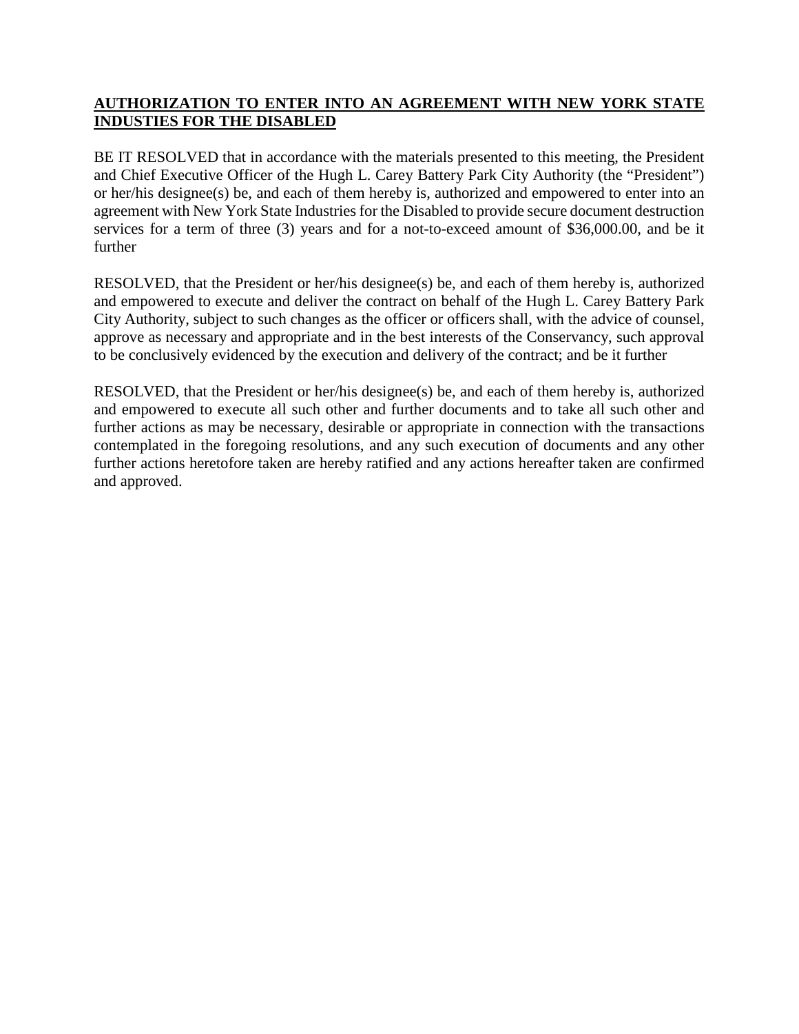**AUTHORIZATION TO ENTER INTO AN AGREEMENT WITH NEW YORK STATE INDUSTIES FOR THE DISABLED**

BE IT RESOLVED that in accordance with the materials presented to this meeting, the President and Chief Executive Officer of the Hugh L. Carey Battery Park City Authority (the "President") or her/his designee(s) be, and each of them hereby is, authorized and empowered to enter into an agreement with New York State Industries for the Disabled to provide secure document destruction services for a term of three (3) years and for a not-to-exceed amount of $36,000.00, and be it further

RESOLVED, that the President or her/his designee(s) be, and each of them hereby is, authorized and empowered to execute and deliver the contract on behalf of the Hugh L. Carey Battery Park City Authority, subject to such changes as the officer or officers shall, with the advice of counsel, approve as necessary and appropriate and in the best interests of the Conservancy, such approval to be conclusively evidenced by the execution and delivery of the contract; and be it further

RESOLVED, that the President or her/his designee(s) be, and each of them hereby is, authorized and empowered to execute all such other and further documents and to take all such other and further actions as may be necessary, desirable or appropriate in connection with the transactions contemplated in the foregoing resolutions, and any such execution of documents and any other further actions heretofore taken are hereby ratified and any actions hereafter taken are confirmed and approved.